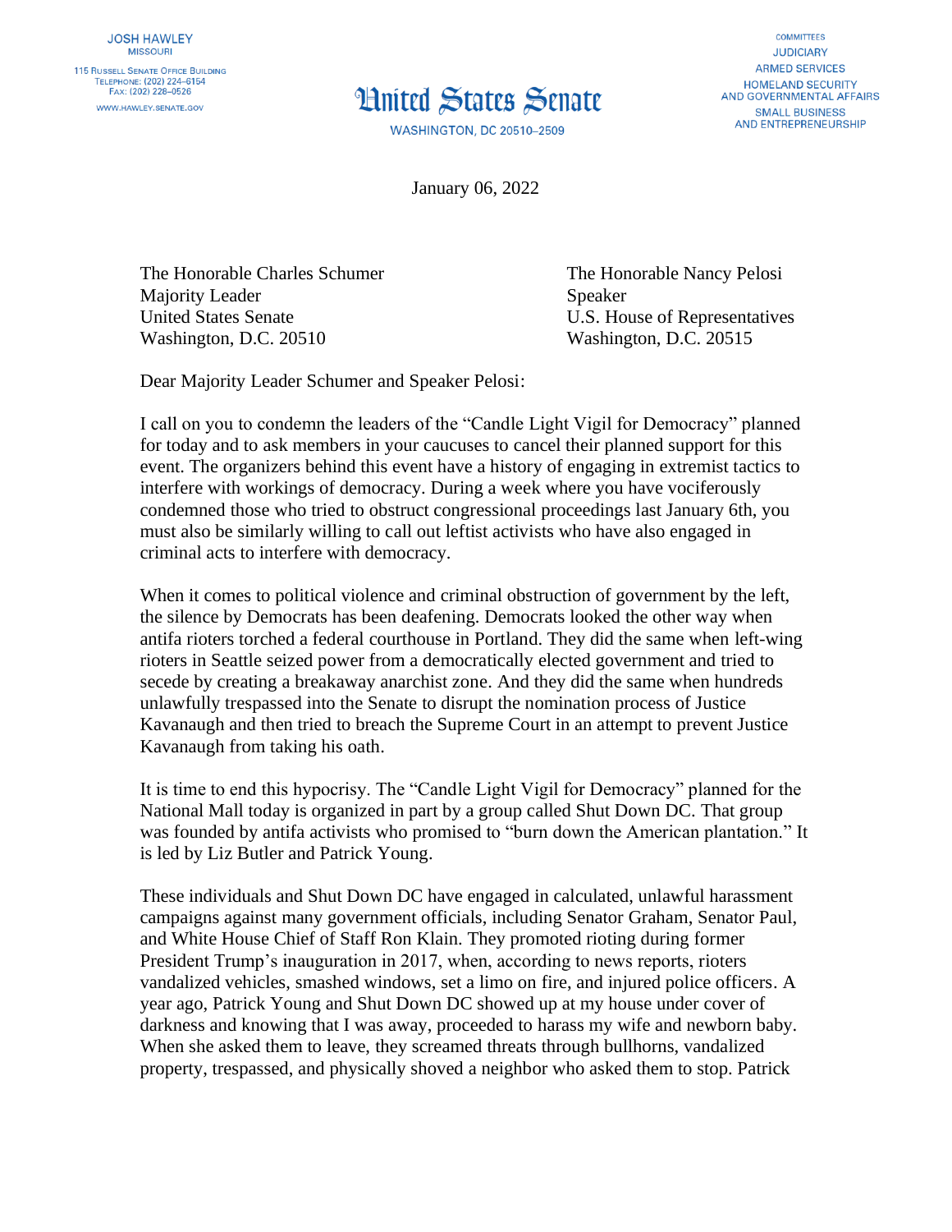JOSH HAWLEY
MISSOURI

115 RUSSELL SENATE OFFICE BUILDING
TELEPHONE: (202) 224–6154
FAX: (202) 228–0526

WWW.HAWLEY.SENATE.GOV

# United States Senate

WASHINGTON, DC 20510–2509

COMMITTEES
JUDICIARY
ARMED SERVICES
HOMELAND SECURITY AND GOVERNMENTAL AFFAIRS
SMALL BUSINESS AND ENTREPRENEURSHIP

January 06, 2022

The Honorable Charles Schumer
Majority Leader
United States Senate
Washington, D.C. 20510

The Honorable Nancy Pelosi
Speaker
U.S. House of Representatives
Washington, D.C. 20515

Dear Majority Leader Schumer and Speaker Pelosi:

I call on you to condemn the leaders of the "Candle Light Vigil for Democracy" planned for today and to ask members in your caucuses to cancel their planned support for this event. The organizers behind this event have a history of engaging in extremist tactics to interfere with workings of democracy. During a week where you have vociferously condemned those who tried to obstruct congressional proceedings last January 6th, you must also be similarly willing to call out leftist activists who have also engaged in criminal acts to interfere with democracy.

When it comes to political violence and criminal obstruction of government by the left, the silence by Democrats has been deafening. Democrats looked the other way when antifa rioters torched a federal courthouse in Portland. They did the same when left-wing rioters in Seattle seized power from a democratically elected government and tried to secede by creating a breakaway anarchist zone. And they did the same when hundreds unlawfully trespassed into the Senate to disrupt the nomination process of Justice Kavanaugh and then tried to breach the Supreme Court in an attempt to prevent Justice Kavanaugh from taking his oath.

It is time to end this hypocrisy. The "Candle Light Vigil for Democracy" planned for the National Mall today is organized in part by a group called Shut Down DC. That group was founded by antifa activists who promised to "burn down the American plantation." It is led by Liz Butler and Patrick Young.

These individuals and Shut Down DC have engaged in calculated, unlawful harassment campaigns against many government officials, including Senator Graham, Senator Paul, and White House Chief of Staff Ron Klain. They promoted rioting during former President Trump's inauguration in 2017, when, according to news reports, rioters vandalized vehicles, smashed windows, set a limo on fire, and injured police officers. A year ago, Patrick Young and Shut Down DC showed up at my house under cover of darkness and knowing that I was away, proceeded to harass my wife and newborn baby. When she asked them to leave, they screamed threats through bullhorns, vandalized property, trespassed, and physically shoved a neighbor who asked them to stop. Patrick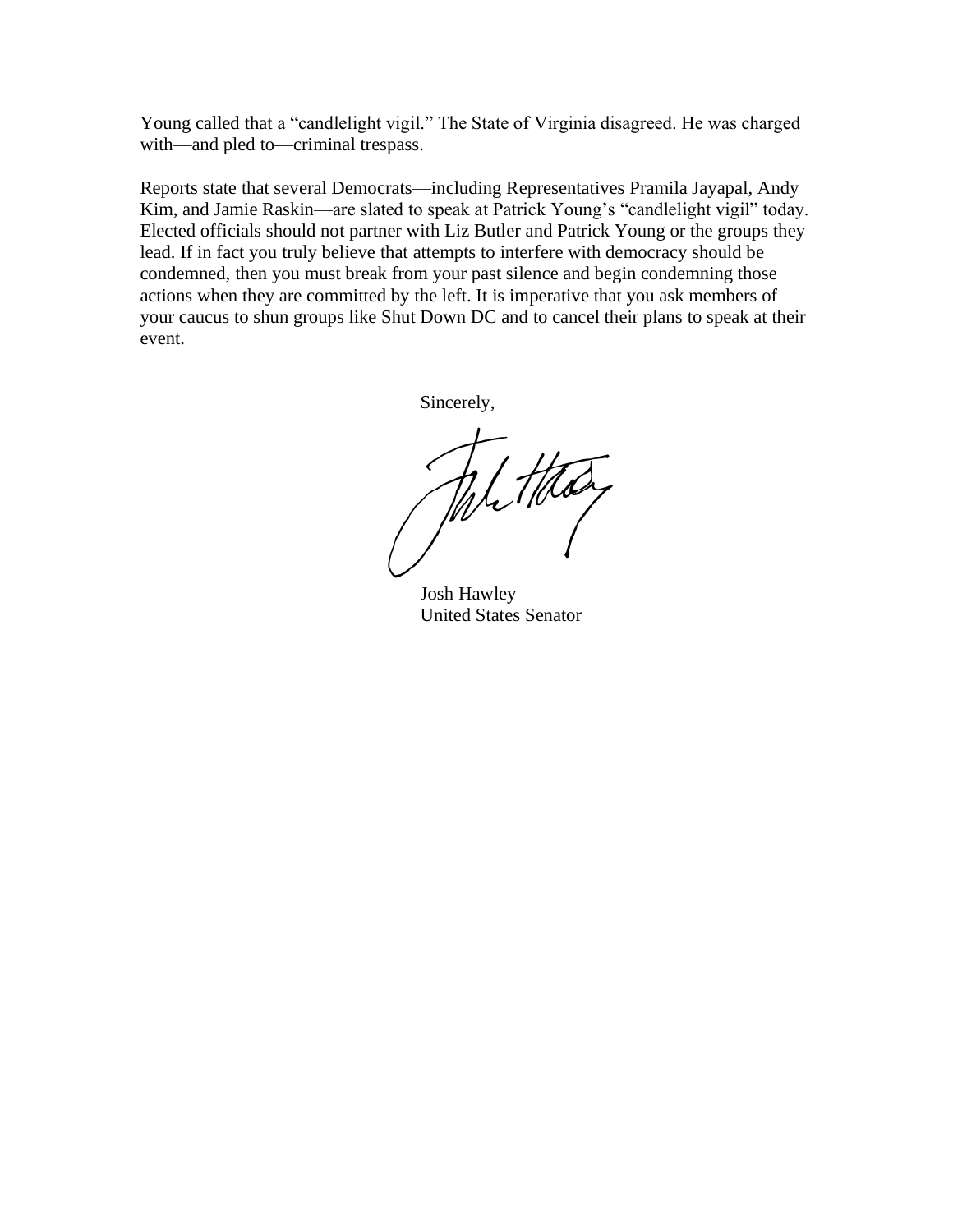Young called that a "candlelight vigil." The State of Virginia disagreed. He was charged with—and pled to—criminal trespass.

Reports state that several Democrats—including Representatives Pramila Jayapal, Andy Kim, and Jamie Raskin—are slated to speak at Patrick Young's "candlelight vigil" today. Elected officials should not partner with Liz Butler and Patrick Young or the groups they lead. If in fact you truly believe that attempts to interfere with democracy should be condemned, then you must break from your past silence and begin condemning those actions when they are committed by the left. It is imperative that you ask members of your caucus to shun groups like Shut Down DC and to cancel their plans to speak at their event.

Sincerely,

Josh Hawley
United States Senator